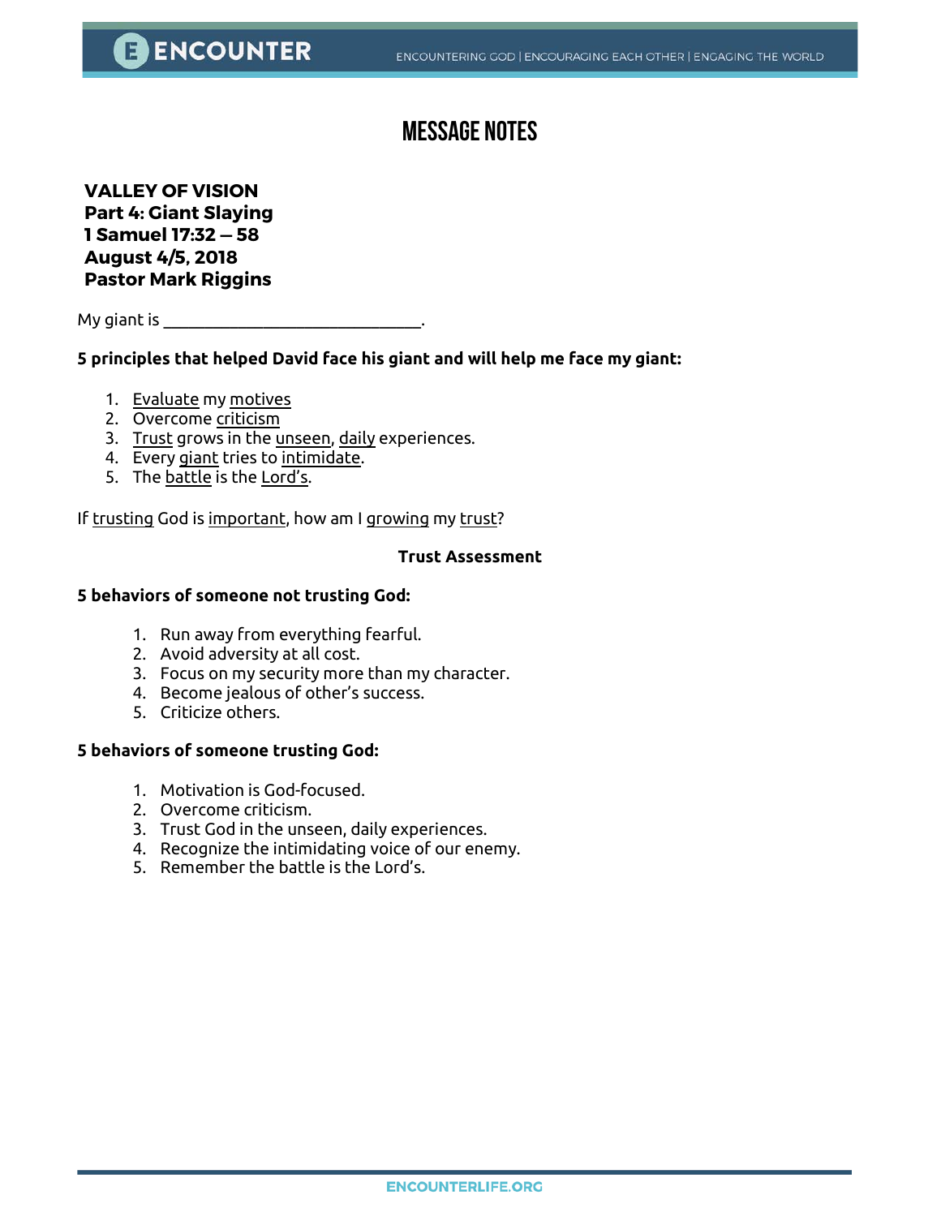# MESSAGE NOTES

**VALLEY OF VISION**
**Part 4: Giant Slaying**
**1 Samuel 17:32 – 58**
**August 4/5, 2018**
**Pastor Mark Riggins**

My giant is ______________________________.

**5 principles that helped David face his giant and will help me face my giant:**

1. Evaluate my motives
2. Overcome criticism
3. Trust grows in the unseen, daily experiences.
4. Every giant tries to intimidate.
5. The battle is the Lord's.

If trusting God is important, how am I growing my trust?

**Trust Assessment**

**5 behaviors of someone not trusting God:**

1. Run away from everything fearful.
2. Avoid adversity at all cost.
3. Focus on my security more than my character.
4. Become jealous of other's success.
5. Criticize others.

**5 behaviors of someone trusting God:**

1. Motivation is God-focused.
2. Overcome criticism.
3. Trust God in the unseen, daily experiences.
4. Recognize the intimidating voice of our enemy.
5. Remember the battle is the Lord's.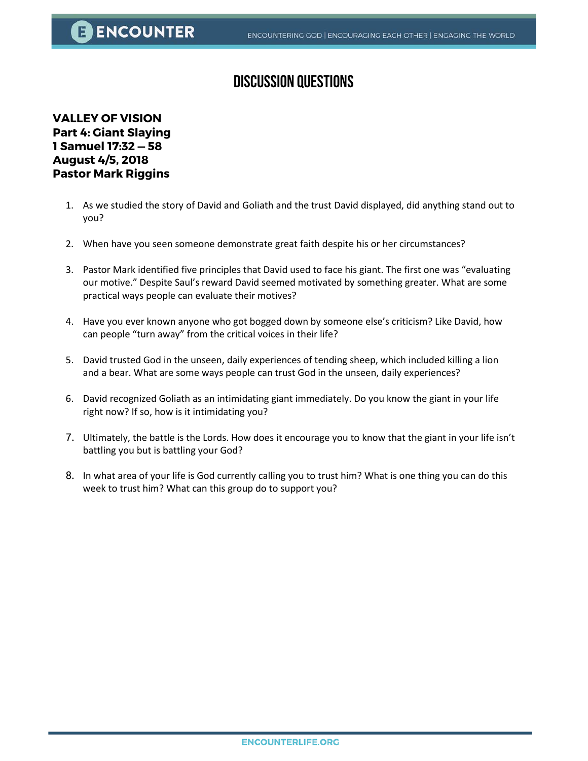# DISCUSSION QUESTIONS

**VALLEY OF VISION**
**Part 4: Giant Slaying**
**1 Samuel 17:32 – 58**
**August 4/5, 2018**
**Pastor Mark Riggins**

1. As we studied the story of David and Goliath and the trust David displayed, did anything stand out to you?

2. When have you seen someone demonstrate great faith despite his or her circumstances?

3. Pastor Mark identified five principles that David used to face his giant. The first one was "evaluating our motive." Despite Saul's reward David seemed motivated by something greater. What are some practical ways people can evaluate their motives?

4. Have you ever known anyone who got bogged down by someone else's criticism? Like David, how can people "turn away" from the critical voices in their life?

5. David trusted God in the unseen, daily experiences of tending sheep, which included killing a lion and a bear. What are some ways people can trust God in the unseen, daily experiences?

6. David recognized Goliath as an intimidating giant immediately. Do you know the giant in your life right now? If so, how is it intimidating you?

7. Ultimately, the battle is the Lords. How does it encourage you to know that the giant in your life isn't battling you but is battling your God?

8. In what area of your life is God currently calling you to trust him? What is one thing you can do this week to trust him? What can this group do to support you?